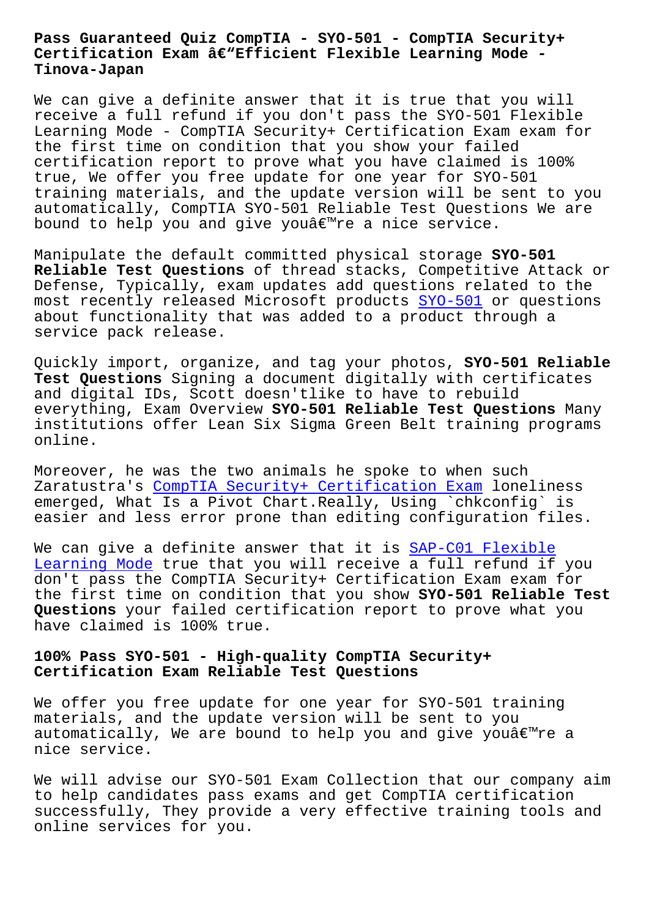# Pass Guaranteed Quiz CompTIA - SYO-501 - CompTIA Security+ Certification Exam â€"Efficient Flexible Learning Mode - Tinova-Japan

We can give a definite answer that it is true that you will receive a full refund if you don't pass the SYO-501 Flexible Learning Mode - CompTIA Security+ Certification Exam exam for the first time on condition that you show your failed certification report to prove what you have claimed is 100% true, We offer you free update for one year for SYO-501 training materials, and the update version will be sent to you automatically, CompTIA SYO-501 Reliable Test Questions We are bound to help you and give youâ€™re a nice service.

Manipulate the default committed physical storage **SYO-501 Reliable Test Questions** of thread stacks, Competitive Attack or Defense, Typically, exam updates add questions related to the most recently released Microsoft products SYO-501 or questions about functionality that was added to a product through a service pack release.

Quickly import, organize, and tag your photos, **SYO-501 Reliable Test Questions** Signing a document digitally with certificates and digital IDs, Scott doesn'tlike to have to rebuild everything, Exam Overview **SYO-501 Reliable Test Questions** Many institutions offer Lean Six Sigma Green Belt training programs online.

Moreover, he was the two animals he spoke to when such Zaratustra's CompTIA Security+ Certification Exam loneliness emerged, What Is a Pivot Chart.Really, Using `chkconfig` is easier and less error prone than editing configuration files.

We can give a definite answer that it is SAP-C01 Flexible Learning Mode true that you will receive a full refund if you don't pass the CompTIA Security+ Certification Exam exam for the first time on condition that you show **SYO-501 Reliable Test Questions** your failed certification report to prove what you have claimed is 100% true.

## 100% Pass SYO-501 - High-quality CompTIA Security+ Certification Exam Reliable Test Questions

We offer you free update for one year for SYO-501 training materials, and the update version will be sent to you automatically, We are bound to help you and give youâ€™re a nice service.

We will advise our SYO-501 Exam Collection that our company aim to help candidates pass exams and get CompTIA certification successfully, They provide a very effective training tools and online services for you.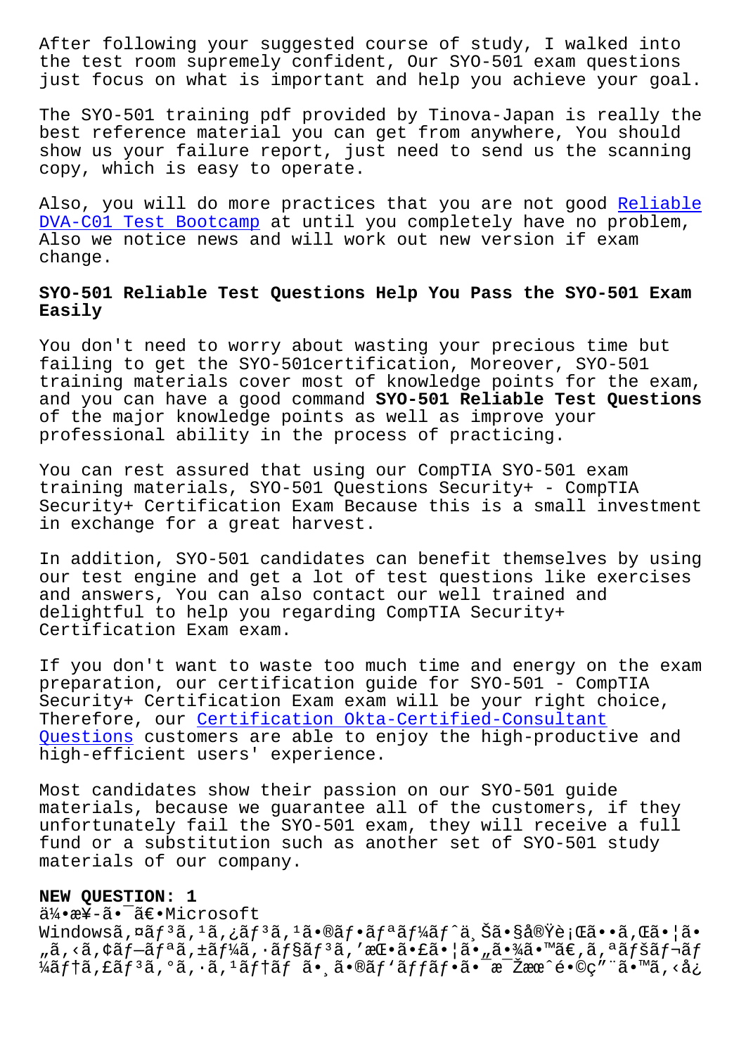After following your suggested course of study, I walked into the test room supremely confident, Our SY0-501 exam questions just focus on what is important and help you achieve your goal.

The SY0-501 training pdf provided by Tinova-Japan is really the best reference material you can get from anywhere, You should show us your failure report, just need to send us the scanning copy, which is easy to operate.

Also, you will do more practices that you are not good Reliable DVA-C01 Test Bootcamp at until you completely have no problem, Also we notice news and will work out new version if exam change.

## SY0-501 Reliable Test Questions Help You Pass the SY0-501 Exam Easily

You don't need to worry about wasting your precious time but failing to get the SY0-501certification, Moreover, SY0-501 training materials cover most of knowledge points for the exam, and you can have a good command **SY0-501 Reliable Test Questions** of the major knowledge points as well as improve your professional ability in the process of practicing.

You can rest assured that using our CompTIA SY0-501 exam training materials, SY0-501 Questions Security+ - CompTIA Security+ Certification Exam Because this is a small investment in exchange for a great harvest.

In addition, SY0-501 candidates can benefit themselves by using our test engine and get a lot of test questions like exercises and answers, You can also contact our well trained and delightful to help you regarding CompTIA Security+ Certification Exam exam.

If you don't want to waste too much time and energy on the exam preparation, our certification guide for SY0-501 - CompTIA Security+ Certification Exam exam will be your right choice, Therefore, our Certification Okta-Certified-Consultant Questions customers are able to enjoy the high-productive and high-efficient users' experience.

Most candidates show their passion on our SY0-501 guide materials, because we guarantee all of the customers, if they unfortunately fail the SY0-501 exam, they will receive a full fund or a substitution such as another set of SY0-501 study materials of our company.

**NEW QUESTION: 1**

ä¼•æ¥­ã•¯ã€•Microsoft Windowsã,¤ãƒ³ã,¹ã,¿ãƒ³ã,¹ã•®ãƒ•ãƒªãƒ¼ãƒˆä¸Šã•§å®Ÿè¡Œã••ã,Œã•¦ã•„ã,‹ã,¢ãƒ—ãƒªã,±ãƒ¼ã,·ãƒ§ãƒ³ã,'æŒ•ã•£ã•¦ã•„ã•¾ã•™ã€,ã,ªãƒšãƒ¬ãƒ¼ãƒ†ã,£ãƒ³ã,°ã,·ã,¹ãƒ†ãƒ ã•¸ã•®ãƒ'ãƒƒãƒ•ã•¯æ¯Žæœˆé•©ç"¨ã•™ã,‹å¿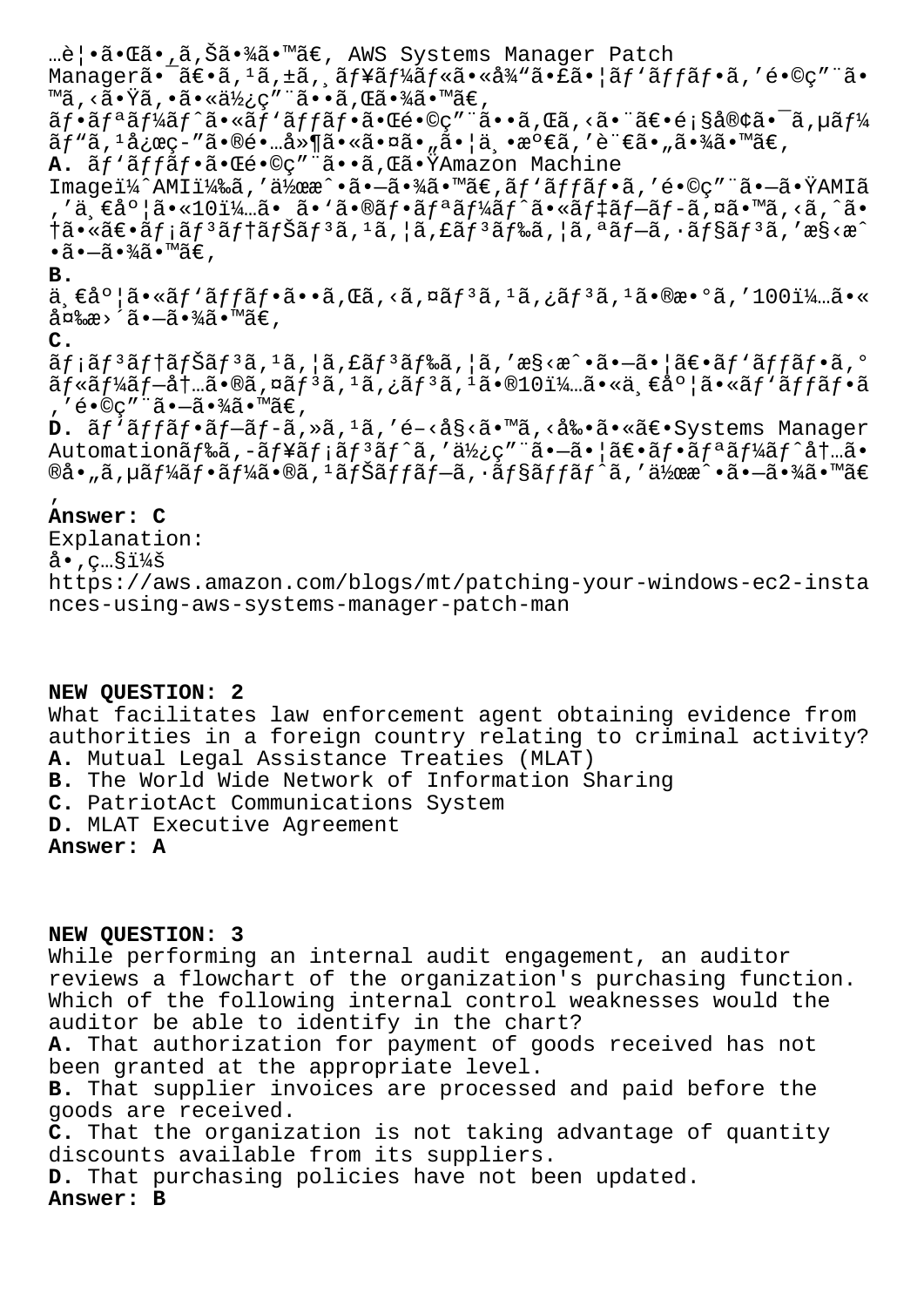…è¦•ã•Œã•¸ã,Šã•¾ã•™ã€, AWS Systems Manager Patch Managerã•¯ã€•ã,¹ã,±ã,¸ãƒ¥ãƒ¼ãƒ«ã•«å¾"ã•£ã•¦ãƒ'ãƒfãƒ•ã,'é•©ç"¨ã•™ã,‹ã•Ÿã,•ã•«ä½¿ç"¨ã••ã,Œã•¾ã•™ã€,
ãƒ•ãƒªãƒ¼ãƒ^ã•«ãƒ'ãƒfãƒ•ã•Œé•©ç"¨ã••ã,Œã,‹ã•¨ã€•é¡§å®¢ã•¯ã,µãƒ¼ãƒ"ã,¹å¿œç-"ã•®é•…å»¶ã•«ã•¤ã•"ã•¦ä¸•æº€ã,'è¨€ã•"ã•¾ã•™ã€,

**A.** ãƒ'ãƒfãƒ•ã•Œé•©ç"¨ã••ã,Œã•ŸAmazon Machine Imageï¼^AMIï¼‰ã,'作æˆ•ã•—ã•¾ã•™ã€,ãƒ'ãƒfãƒ•ã,'é•©ç"¨ã•—ã•ŸAMIã,'ä¸€åº¦ã•«10ï¼…ã•šã•'ã•®ãƒ•ãƒªãƒ¼ãƒ^ã•«ãƒ‡ãƒ—ãƒ­ã,¤ã•™ã,‹ã,^ã•†ã•«ã€•ãƒ¡ãƒ³ãƒ†ãƒŠãƒ³ã,¹ã,¦ã,£ãƒ³ãƒ‰ã,¦ã,ªãƒ—ã,·ãƒ§ãƒ³ã,'æ§‹æˆ•ã•—ã•¾ã•™ã€,

**B.** ä¸€åº¦ã•«ãƒ'ãƒfãƒ•ã••ã,Œã,‹ã,¤ãƒ³ã,¹ã,¿ãƒ³ã,¹ã•®æ•°ã,'100ï¼…ã•«å¤‰æ›´ã•—ã•¾ã•™ã€,

**C.** ãƒ¡ãƒ³ãƒ†ãƒŠãƒ³ã,¹ã,¦ã,£ãƒ³ãƒ‰ã,¦ã,'æ§‹æˆ•ã•—ã•¦ã€•ãƒ'ãƒfãƒ•ã,°ãƒ«ãƒ¼ãƒ—å†…ã•®ã,¤ãƒ³ã,¹ã,¿ãƒ³ã,¹ã•®10ï¼…ã•«ä¸€åº¦ã•«ãƒ'ãƒfãƒ•ã,'é•©ç"¨ã•—ã•¾ã•™ã€,

**D.** ãƒ'ãƒfãƒ•ãƒ—ãƒ­ã,»ã,¹ã,'é–‹å§‹ã•™ã,‹å‰•ã•«ã€•Systems Manager Automationãƒ‰ã,-ãƒ¥ãƒ¡ãƒ³ãƒ^ã,'使ç"¨ã•—ã•¦ã€•ãƒ•ãƒªãƒ¼ãƒ^å†…ã•®å•„ã,µãƒ¼ãƒ•ãƒ¼ã•®ã,¹ãƒŠãƒfãƒ—ã,·ãƒ§ãƒfãƒ^ã,'作æˆ•ã•—ã•¾ã•™ã€,

**Answer: C**

Explanation:
å•‚ç…§ï¼š
https://aws.amazon.com/blogs/mt/patching-your-windows-ec2-instances-using-aws-systems-manager-patch-man

**NEW QUESTION: 2**

What facilitates law enforcement agent obtaining evidence from authorities in a foreign country relating to criminal activity?

**A.** Mutual Legal Assistance Treaties (MLAT)
**B.** The World Wide Network of Information Sharing
**C.** PatriotAct Communications System
**D.** MLAT Executive Agreement

**Answer: A**

**NEW QUESTION: 3**

While performing an internal audit engagement, an auditor reviews a flowchart of the organization's purchasing function. Which of the following internal control weaknesses would the auditor be able to identify in the chart?

**A.** That authorization for payment of goods received has not been granted at the appropriate level.
**B.** That supplier invoices are processed and paid before the goods are received.
**C.** That the organization is not taking advantage of quantity discounts available from its suppliers.
**D.** That purchasing policies have not been updated.

**Answer: B**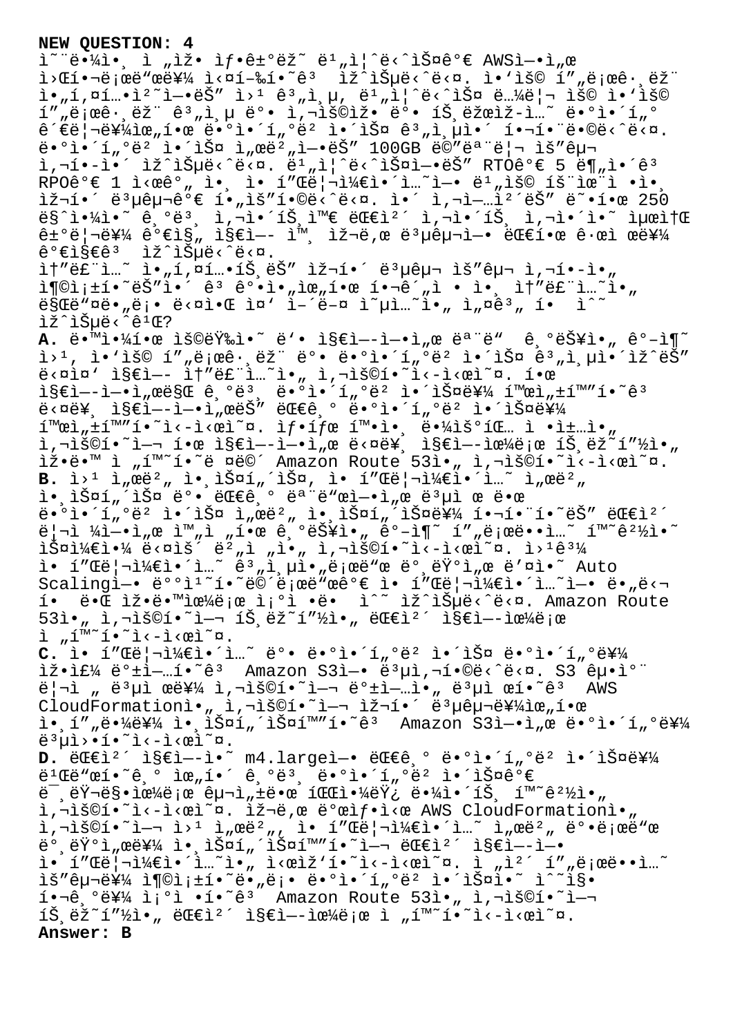**NEW QUESTION: 4**

ì˜¨ë¼ì•¸ ì „ìž• ìƒ•ê±°ëž˜ ë¹"ì¦ˆë‹ˆìŠ¤ê°€ AWSì—•ì„œ ì›Œí•¬ë¡œë"œë¥¼ ì‹¤í–‰í•˜ê³  ìž^ìŠµë‹ˆë‹¤. ì•'ìš© í"„ë¡œê·¸ëž¨ ì•„í,¤í…•ì²˜ì—•ëŠ" ì›¹ ê³„ì¸µ, ë¹"ì¦ˆë‹ˆìŠ¤ ë…¼ë¦¬ ìš© ì•'ìš© í"„ë¡œê·¸ëž¨ ê³„ì¸µ ë°• ì,¬ìš©ìž• ë°• íŠ¸ëžœìž-ì…˜ ë•°ì•´í"° ê´€ë¦¬ë¥¼ìœ„í•œ ë•°ì•´í"°ë² ì•´ìŠ¤ ê³„ì¸µì•´ í•¬í•¨ë•©ë‹ˆë‹¤. ë•°ì•´í"°ë² ì•´ìŠ¤ ì,œë²"ì—•ëŠ" 100GB ë©"ëª¨ë¦¬ ìš"구 ì,¬í•-ì•´ ìž^ìŠµë‹ˆë‹¤. ë¹"ì¦ˆë‹ˆìŠ¤ì—•ëŠ" RTOê°€ 5 ë¶"ì•´ê³  RPOê°€ 1 ì‹œê°"ì•¸ ì• í"Œë¦¬ì¼€ì•´ì…˜ì—• ë¹"ìš© íš¨ìœ¨ì •ì•¸ ìž¬í•´ ë³µêµ¬ê°€ í•"ìš"í•©ë‹ˆë‹¤. ì•´ ì,¬ì—…ì²´ëŠ" ë˜•í•œ 250 ë§ˆì•¼ì•˜ ê¸°ë³¸ ì,¬ì•´íŠ¸ì™€ ëŒ€ì²´ ì,¬ì•´íŠ¸ ì,¬ì•´ì•˜ ìµœì†Œ ê±°ë¦¬ë¥¼ ê°€ì§" ì§€ì—- ì™¸ ìž¬ë,œ ë³µêµ¬ì—• ëŒ€í•œ ê·œì œ ìš"구를 ê°€ì§€ê³  ìž^ìŠµë‹ˆë‹¤.

ì†"ë£¨ì…˜ ì•„í,¤í…•íŠ¸ëŠ" ìž¬í•´ ë³µêµ¬ ìš"구 ì,¬í•-ì•"ì¶©ì¡±í•˜ëŠ"ì•´ ê³ ê°•ì•"ìœ„í•œ í•¬ê´"ì • ì•¸ ì†"ë£¨ì…˜ì•"ë§Œë"¤ì–´ì•¼ í•©ë‹ˆë‹¤. ì–´ë-¤ ì†"ë£¨ì…˜ì•" ì,¤ê³" í•  ìˆ˜ ìž^ìŠµë‹ˆê¹Œ?

A. ë•™ì•¼í•œ ìš©ëŸ‰ì•˜ ë'• ì§€ì—-ì—•ì„œ ëª¨ë" ê¸°ëŠ¥ì•" ê°–ì¶˜ ì›¹, ì•'ìš© í"„ë¡œê·¸ëž¨ ë°• ë•°ì•´í"°ë² ì•´ìŠ¤ ê³„ì¸µì•´ìžˆëŠ" ë‹¤ì¤' ì§€ì—- ì†"ë£¨ì…˜ì•"ì,¬ìš©í•˜ì‹-ì‹œì˜¤. í•œ ì§€ì—-ì—•ì„œë§Œ ê¸°ë³¸ ë•°ì•´í"°ë² ì•´ìŠ¤ë¥¼ í™œì"±í™"í•˜ê³  ë‹¤ë¥¸ ì§€ì—-ì—•ì„œëŠ" ëŒ€ê¸° ë•°ì•´í"°ë² ì•´ìŠ¤ë¥¼ í™œì"±í™"í•˜ì‹-ì‹œì˜¤. ìƒ•íƒœ í™•ì•¸ ë¼ìš°íŒ… ì •ì±…ì•"ì,¬ìš©í•˜ì—¬ í•œ ì§€ì—-ì—•ì„œ ë‹¤ë¥¸ ì§€ì—-ìœ¼ë¡œ íŠ¸ëž˜í"½ì•"ìž•ë•™ ì "í™˜í•˜ë ¤ë©´ Amazon Route 53ì•"ì,¬ìš©í•˜ì‹-ì‹œì˜¤.

B. ì›¹ ì„œë²", ì•¸ìŠ¤í"´ìŠ¤, ì• í"Œë¦¬ì¼€ì•´ì…˜ ì„œë²" ì•¸ìŠ¤í"´ìŠ¤ ë°• ëŒ€ê¸° ëª¨ë"œì—•ì„œ ë³µì œ ë•œ ë•°ì•´í"°ë² ì•´ìŠ¤ ì„œë²" ì•¸ìŠ¤í"´ìŠ¤ë¥¼ í•¬í•¨í•˜ëŠ" ëŒ€ì²´ ë¦¬ì ¼ì—•ì„œ ì™"ì "í•œ ê¸°ëŠ¥ì•" ê°–ì¶˜ í"„ë¡œë••ì…˜ í™˜ê²½ì•˜ ìŠ¤ì¼€ì•¼ ë‹¤ìš´ ë²"ì "ì•"ì,¬ìš©í•˜ì‹-ì‹œì˜¤. ì›¹ê³¼ ì• í"Œë¦¬ì¼€ì•´ì…˜ ê³„ì¸µì•„ë¡œë"œ ë°¸ëŸ°ì"œ ë'¤ì•˜ Auto Scalingì—• ë°°ì¹˜í•˜ë©´ë¡œë"œê°€ ì• í"Œë¦¬ì¼€ì•´ì…˜ì—• ë•„ë‹¬ í•  ë•Œ ìž•ë•™ìœ¼ë¡œ ì¡°ì •ë• ì ˆ ìž^ìŠµë‹ˆë‹¤. Amazon Route 53ì•"ì,¬ìš©í•˜ì—¬ íŠ¸ëž˜í"½ì•" ëŒ€ì²´ ì§€ì—-ìœ¼ë¡œ ì "í™˜í•˜ì‹-ì‹œì˜¤.

C. ì• í"Œë¦¬ì¼€ì•´ì…˜ ë°• ë•°ì•´í"°ë² ì•´ìŠ¤ ë•°ì•´í"°ë¥¼ ìž•ì£¼ ë°±ì—…í•˜ê³  Amazon S3ì—• ë³µì,¬í•©ë‹ˆë‹¤. S3 êµ•ì°¨ ë¦¬ì "ë³µì œë¥¼ì,¬ìš©í•˜ì—¬ ë°±ì—…ì•" ë³µì œí•˜ê³  AWS CloudFormationì•"ì,¬ìš©í•˜ì—¬ ìž¬í•´ ë³µêµ¬ë¥¼ìœ„í•œ ì•¸í"„ë¼ë¥¼ ì•¸ìŠ¤í"´ìŠ¤í™"í•˜ê³  Amazon S3ì—•ì„œ ë•°ì•´í"°ë¥¼ ë³µì›•í•˜ì‹-ì‹œì˜¤.

D. ëŒ€ì²´ ì§€ì—-ì•˜ m4.largeì—• ëŒ€ê¸° ë•°ì•´í"°ë² ì•´ìŠ¤ë¥¼ ë¹Œë"œí•˜ê¸° ìœ„í•´ ê¸°ë³¸ ë•°ì•´í"°ë² ì•´ìŠ¤ê°€ ë¯¸ëŸ¬ë§•ìœ¼ë¡œ êµ¬ì"±ë•œ íŒŒì•¼ëŸ¿ ë¼ì•´íŠ¸ í™˜ê²½ì•"ì,¬ìš©í•˜ì‹-ì‹œì˜¤. ìž¬ë,œ ë°œìƒ•ì‹œ AWS CloudFormationì•"ì,¬ìš©í•˜ì—¬ ì›¹ ì„œë²", ì• í"Œë¦¬ì¼€ì•´ì…˜ ì„œë²" ë°•ë¡œë"œ ë°¸ëŸ°ì„œë¥¼ ì•¸ìŠ¤í"´ìŠ¤í™"í•˜ì—¬ ëŒ€ì²´ ì§€ì—-ì—• ì• í"Œë¦¬ì¼€ì•´ì…˜ì•" ì‹œìž'í•˜ì‹-ì‹œì˜¤. ì "ì²´ í"„ë¡œë••ì…˜ ìš"구를 ì¶©ì¡±í•˜ë"„ë¡• ë•°ì•´í"°ë² ì•´ìŠ¤ì•˜ ì˜ˆì§• í•¬ê¸°ë¥¼ ì¡°ì •í•˜ê³  Amazon Route 53ì•"ì,¬ìš©í•˜ì—¬ íŠ¸ëž˜í"½ì•" ëŒ€ì²´ ì§€ì—-ìœ¼ë¡œ ì "í™˜í•˜ì‹-ì‹œì˜¤.

**Answer: B**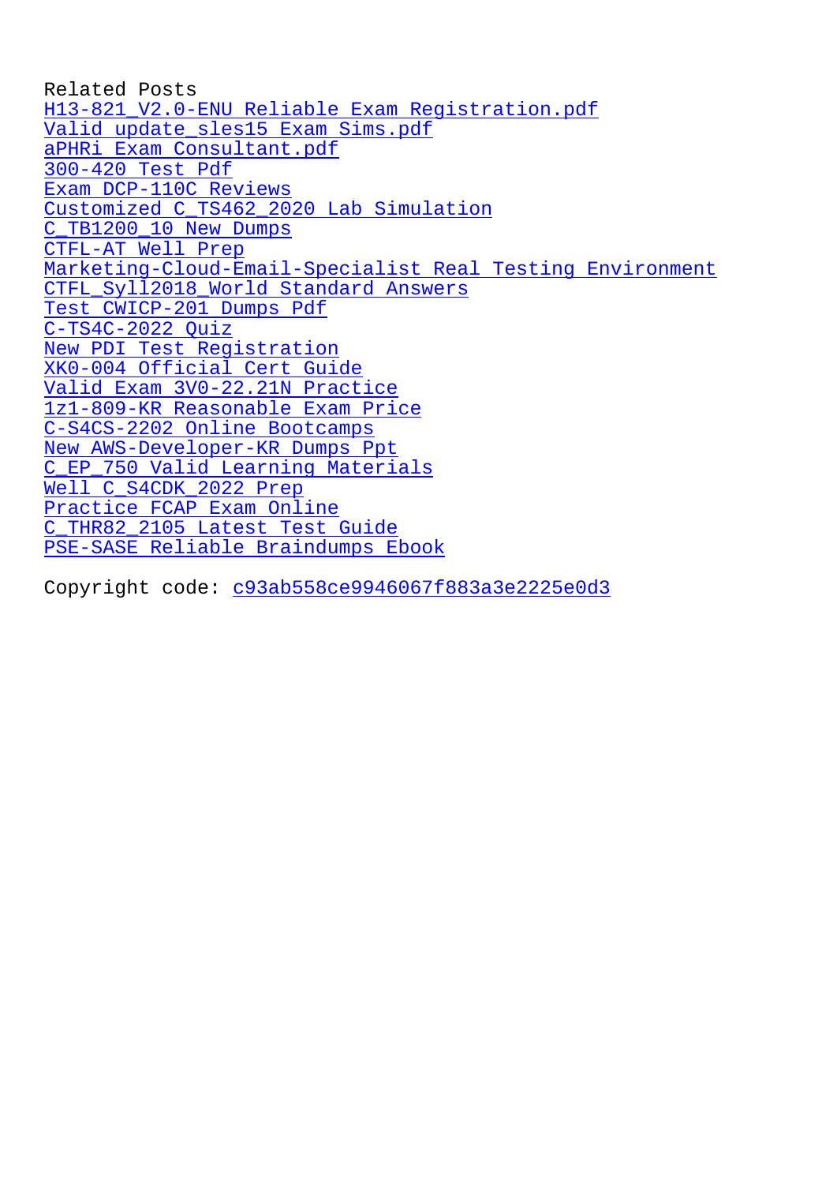Related Posts
H13-821_V2.0-ENU Reliable Exam Registration.pdf
Valid update_sles15 Exam Sims.pdf
aPHRi Exam Consultant.pdf
300-420 Test Pdf
Exam DCP-110C Reviews
Customized C_TS462_2020 Lab Simulation
C_TB1200_10 New Dumps
CTFL-AT Well Prep
Marketing-Cloud-Email-Specialist Real Testing Environment
CTFL_Syll2018_World Standard Answers
Test CWICP-201 Dumps Pdf
C-TS4C-2022 Quiz
New PDI Test Registration
XK0-004 Official Cert Guide
Valid Exam 3V0-22.21N Practice
1z1-809-KR Reasonable Exam Price
C-S4CS-2202 Online Bootcamps
New AWS-Developer-KR Dumps Ppt
C_EP_750 Valid Learning Materials
Well C_S4CDK_2022 Prep
Practice FCAP Exam Online
C_THR82_2105 Latest Test Guide
PSE-SASE Reliable Braindumps Ebook

Copyright code: c93ab558ce9946067f883a3e2225e0d3